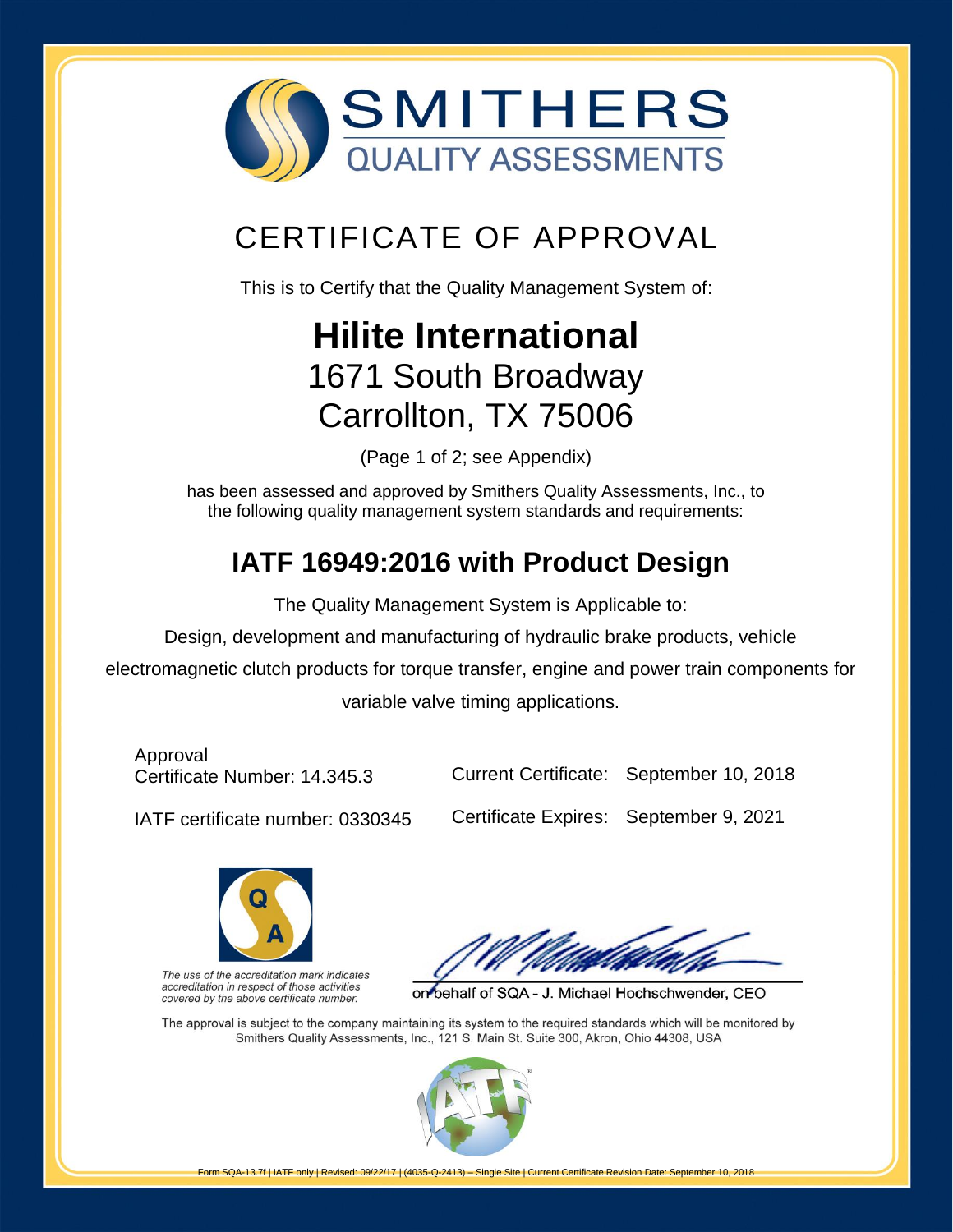SMITHERS
QUALITY ASSESSMENTS

# CERTIFICATE OF APPROVAL

This is to Certify that the Quality Management System of:

## Hilite International
1671 South Broadway
Carrollton, TX 75006

(Page 1 of 2; see Appendix)

has been assessed and approved by Smithers Quality Assessments, Inc., to the following quality management system standards and requirements:

## IATF 16949:2016 with Product Design

The Quality Management System is Applicable to:

Design, development and manufacturing of hydraulic brake products, vehicle electromagnetic clutch products for torque transfer, engine and power train components for variable valve timing applications.

Approval Certificate Number: 14.345.3

IATF certificate number: 0330345

Current Certificate: September 10, 2018

Certificate Expires: September 9, 2021

*The use of the accreditation mark indicates accreditation in respect of those activities covered by the above certificate number.*

on behalf of SQA - J. Michael Hochschwender, CEO

The approval is subject to the company maintaining its system to the required standards which will be monitored by Smithers Quality Assessments, Inc., 121 S. Main St. Suite 300, Akron, Ohio 44308, USA

Form SQA-13.7f | IATF only | Revised: 09/22/17 | (4035-Q-2413) – Single Site | Current Certificate Revision Date: September 10, 2018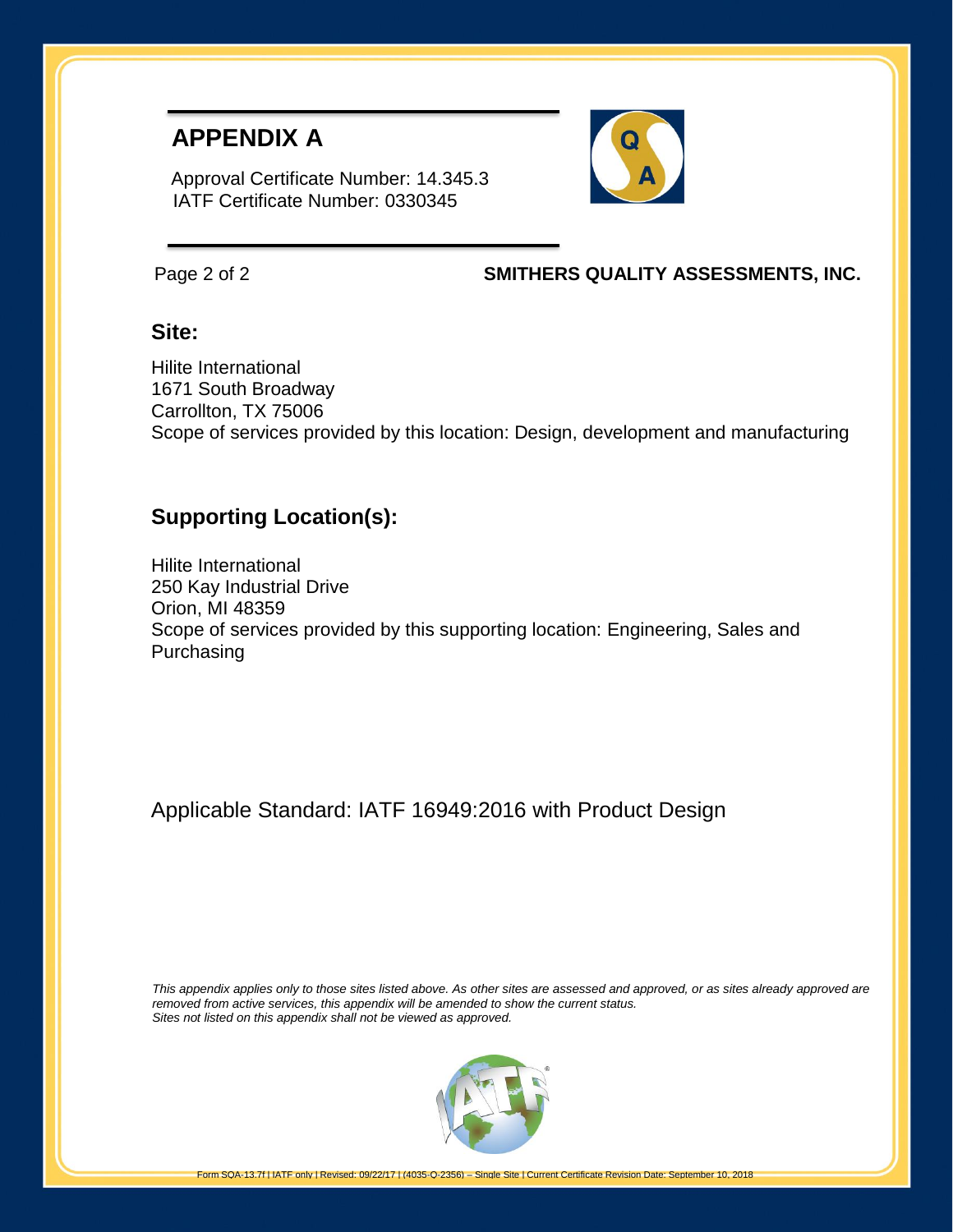# APPENDIX A

Approval Certificate Number: 14.345.3
IATF Certificate Number: 0330345

**SMITHERS QUALITY ASSESSMENTS, INC.**

## Site:

Hilite International
1671 South Broadway
Carrollton, TX 75006
Scope of services provided by this location: Design, development and manufacturing

## Supporting Location(s):

Hilite International
250 Kay Industrial Drive
Orion, MI 48359
Scope of services provided by this supporting location: Engineering, Sales and Purchasing

Applicable Standard: IATF 16949:2016 with Product Design

*This appendix applies only to those sites listed above. As other sites are assessed and approved, or as sites already approved are removed from active services, this appendix will be amended to show the current status.*
*Sites not listed on this appendix shall not be viewed as approved.*

Form SQA-13.7f | IATF only | Revised: 09/22/17 | (4035-Q-2356) – Single Site | Current Certificate Revision Date: September 10, 2018